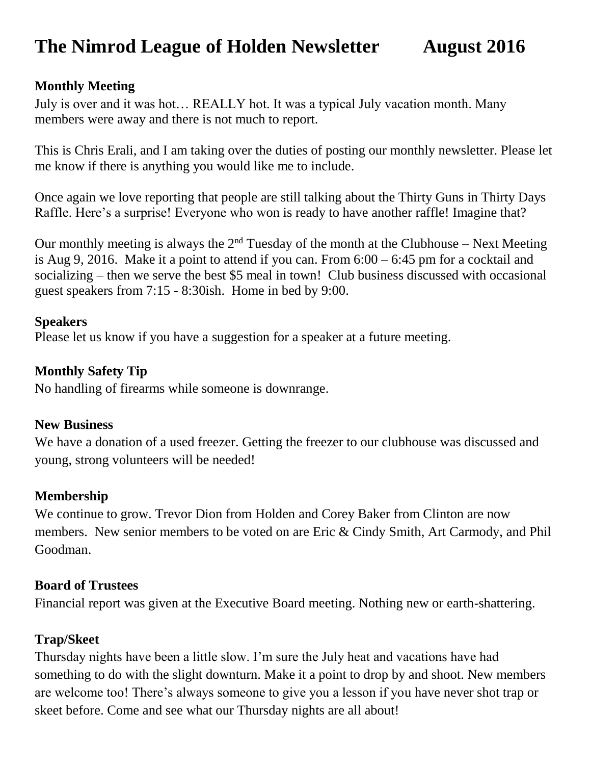# The Nimrod League of Holden Newsletter August 2016

## Monthly Meeting

July is over and it was hot… REALLY hot. It was a typical July vacation month. Many members were away and there is not much to report.

This is Chris Erali, and I am taking over the duties of posting our monthly newsletter. Please let me know if there is anything you would like me to include.

Once again we love reporting that people are still talking about the Thirty Guns in Thirty Days Raffle. Here's a surprise! Everyone who won is ready to have another raffle! Imagine that?

Our monthly meeting is always the 2nd Tuesday of the month at the Clubhouse – Next Meeting is Aug 9, 2016. Make it a point to attend if you can. From 6:00 – 6:45 pm for a cocktail and socializing – then we serve the best $5 meal in town! Club business discussed with occasional guest speakers from 7:15 - 8:30ish. Home in bed by 9:00.

## Speakers

Please let us know if you have a suggestion for a speaker at a future meeting.

## Monthly Safety Tip

No handling of firearms while someone is downrange.

## New Business

We have a donation of a used freezer. Getting the freezer to our clubhouse was discussed and young, strong volunteers will be needed!

## Membership

We continue to grow. Trevor Dion from Holden and Corey Baker from Clinton are now members. New senior members to be voted on are Eric & Cindy Smith, Art Carmody, and Phil Goodman.

## Board of Trustees

Financial report was given at the Executive Board meeting. Nothing new or earth-shattering.

## Trap/Skeet

Thursday nights have been a little slow. I'm sure the July heat and vacations have had something to do with the slight downturn. Make it a point to drop by and shoot. New members are welcome too! There's always someone to give you a lesson if you have never shot trap or skeet before. Come and see what our Thursday nights are all about!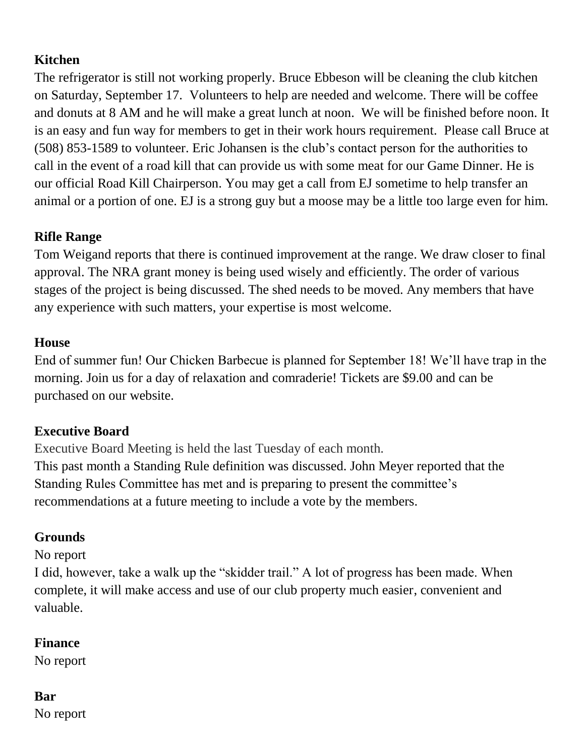**Kitchen**

The refrigerator is still not working properly. Bruce Ebbeson will be cleaning the club kitchen on Saturday, September 17. Volunteers to help are needed and welcome. There will be coffee and donuts at 8 AM and he will make a great lunch at noon. We will be finished before noon. It is an easy and fun way for members to get in their work hours requirement. Please call Bruce at (508) 853-1589 to volunteer. Eric Johansen is the club's contact person for the authorities to call in the event of a road kill that can provide us with some meat for our Game Dinner. He is our official Road Kill Chairperson. You may get a call from EJ sometime to help transfer an animal or a portion of one. EJ is a strong guy but a moose may be a little too large even for him.

**Rifle Range**

Tom Weigand reports that there is continued improvement at the range. We draw closer to final approval. The NRA grant money is being used wisely and efficiently. The order of various stages of the project is being discussed. The shed needs to be moved. Any members that have any experience with such matters, your expertise is most welcome.

**House**

End of summer fun! Our Chicken Barbecue is planned for September 18! We'll have trap in the morning. Join us for a day of relaxation and comraderie! Tickets are $9.00 and can be purchased on our website.

**Executive Board**

Executive Board Meeting is held the last Tuesday of each month.
This past month a Standing Rule definition was discussed. John Meyer reported that the Standing Rules Committee has met and is preparing to present the committee's recommendations at a future meeting to include a vote by the members.

**Grounds**

No report
I did, however, take a walk up the "skidder trail." A lot of progress has been made. When complete, it will make access and use of our club property much easier, convenient and valuable.

**Finance**

No report

**Bar**

No report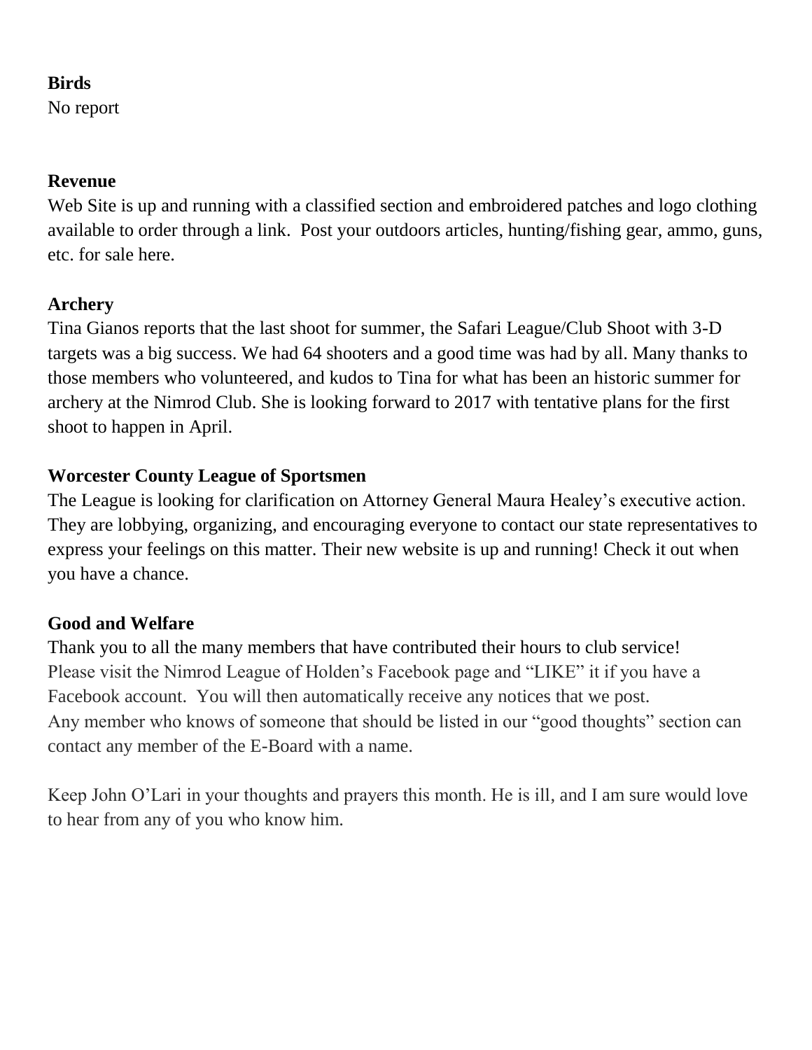**Birds**

No report

**Revenue**

Web Site is up and running with a classified section and embroidered patches and logo clothing available to order through a link. Post your outdoors articles, hunting/fishing gear, ammo, guns, etc. for sale here.

**Archery**

Tina Gianos reports that the last shoot for summer, the Safari League/Club Shoot with 3-D targets was a big success. We had 64 shooters and a good time was had by all. Many thanks to those members who volunteered, and kudos to Tina for what has been an historic summer for archery at the Nimrod Club. She is looking forward to 2017 with tentative plans for the first shoot to happen in April.

**Worcester County League of Sportsmen**

The League is looking for clarification on Attorney General Maura Healey's executive action. They are lobbying, organizing, and encouraging everyone to contact our state representatives to express your feelings on this matter. Their new website is up and running! Check it out when you have a chance.

**Good and Welfare**

Thank you to all the many members that have contributed their hours to club service!
Please visit the Nimrod League of Holden's Facebook page and "LIKE" it if you have a Facebook account. You will then automatically receive any notices that we post.
Any member who knows of someone that should be listed in our "good thoughts" section can contact any member of the E-Board with a name.

Keep John O'Lari in your thoughts and prayers this month. He is ill, and I am sure would love to hear from any of you who know him.